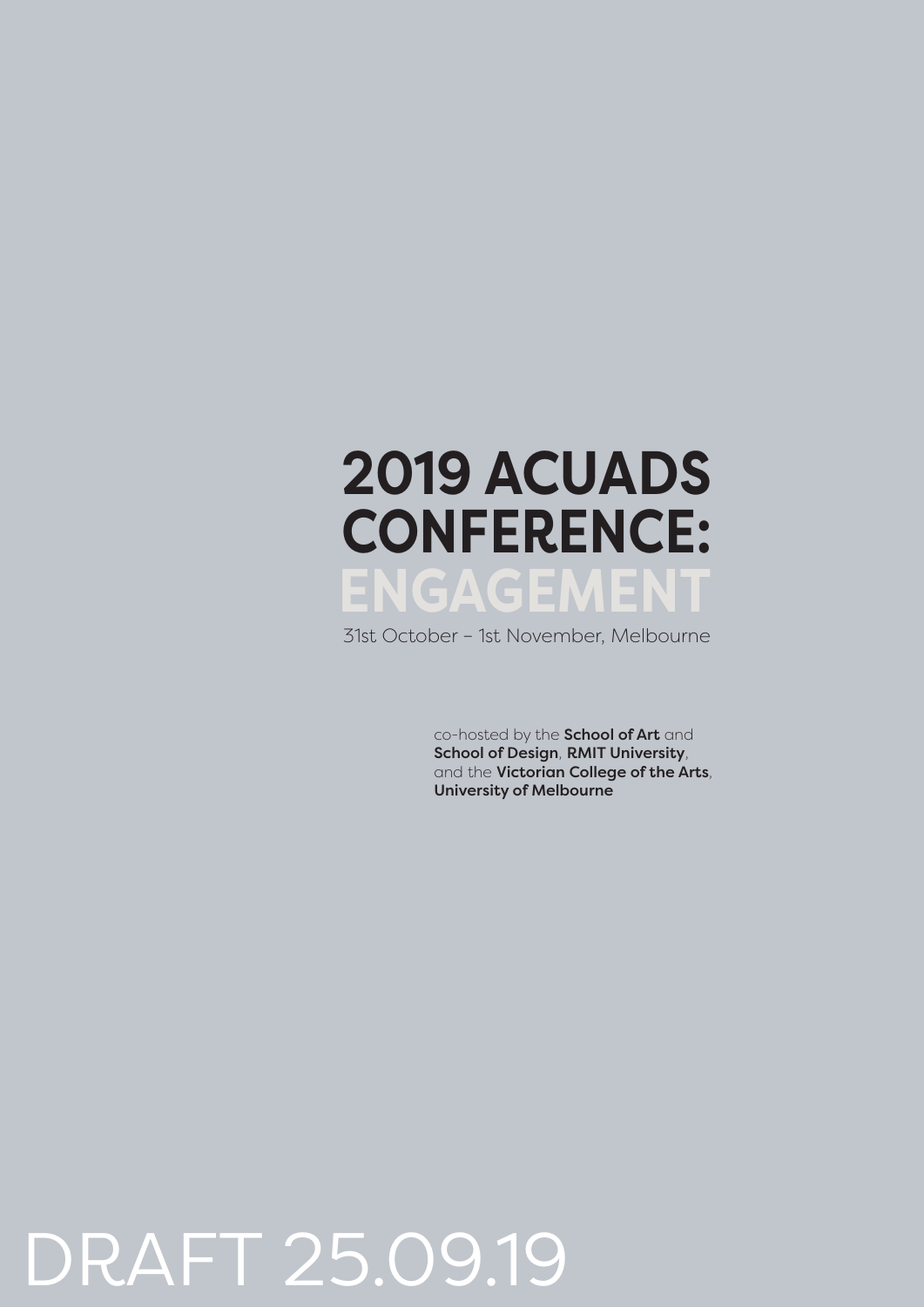# 2019 ACUADS CONFERENCE: ENGAGEMENT

31st October – 1st November, Melbourne

co-hosted by the **School of Art** and **School of Design**, **RMIT University**, and the **Victorian College of the Arts**, **University of Melbourne**

DRAFT 25.09.19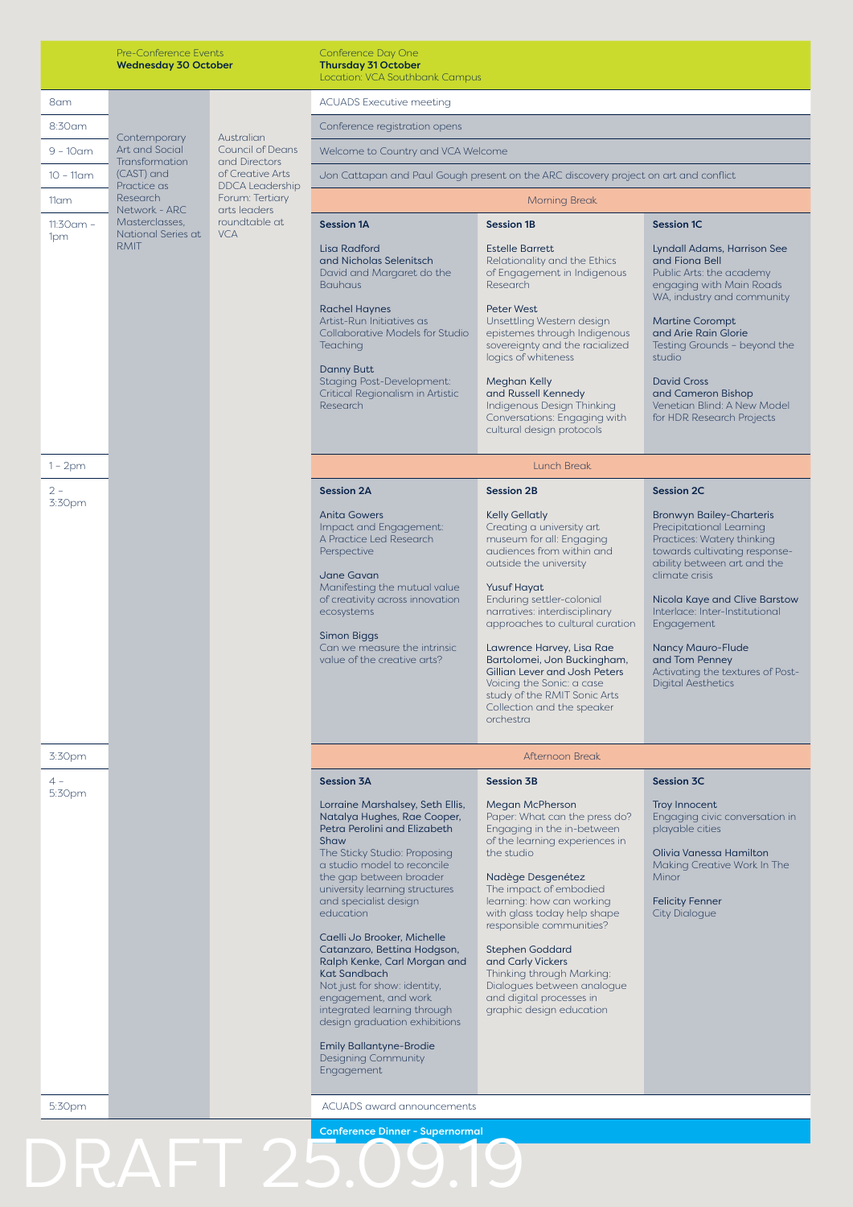| | Pre-Conference Events **Wednesday 30 October** | | Conference Day One **Thursday 31 October** Location: VCA Southbank Campus | | |
|---|---|---|---|---|---|
| 8am | Contemporary Art and Social Transformation (CAST) and Practice as Research Network - ARC Masterclasses, National Series at RMIT | Australian Council of Deans and Directors of Creative Arts DDCA Leadership Forum: Tertiary arts leaders roundtable at VCA | ACUADS Executive meeting | | |
| 8:30am | | | Conference registration opens | | |
| 9 - 10am | | | Welcome to Country and VCA Welcome | | |
| 10 - 11am | | | Jon Cattapan and Paul Gough present on the ARC discovery project on art and conflict | | |
| 11am | | | Morning Break | | |
| 11:30am - 1pm | | | **Session 1A**<br><br>Lisa Radford and Nicholas Selenitsch<br>David and Margaret do the Bauhaus<br><br>Rachel Haynes<br>Artist-Run Initiatives as Collaborative Models for Studio Teaching<br><br>Danny Butt<br>Staging Post-Development: Critical Regionalism in Artistic Research | **Session 1B**<br><br>Estelle Barrett<br>Relationality and the Ethics of Engagement in Indigenous Research<br><br>Peter West<br>Unsettling Western design epistemes through Indigenous sovereignty and the racialized logics of whiteness<br><br>Meghan Kelly and Russell Kennedy<br>Indigenous Design Thinking Conversations: Engaging with cultural design protocols | **Session 1C**<br><br>Lyndall Adams, Harrison See and Fiona Bell<br>Public Arts: the academy engaging with Main Roads WA, industry and community<br><br>Martine Corompt and Arie Rain Glorie<br>Testing Grounds – beyond the studio<br><br>David Cross and Cameron Bishop<br>Venetian Blind: A New Model for HDR Research Projects |
| 1 - 2pm | | | Lunch Break | | |
| 2 - 3:30pm | | | **Session 2A**<br><br>Anita Gowers<br>Impact and Engagement: A Practice Led Research Perspective<br><br>Jane Gavan<br>Manifesting the mutual value of creativity across innovation ecosystems<br><br>Simon Biggs<br>Can we measure the intrinsic value of the creative arts? | **Session 2B**<br><br>Kelly Gellatly<br>Creating a university art museum for all: Engaging audiences from within and outside the university<br><br>Yusuf Hayat<br>Enduring settler-colonial narratives: interdisciplinary approaches to cultural curation<br><br>Lawrence Harvey, Lisa Rae Bartolomei, Jon Buckingham, Gillian Lever and Josh Peters<br>Voicing the Sonic: a case study of the RMIT Sonic Arts Collection and the speaker orchestra | **Session 2C**<br><br>Bronwyn Bailey-Charteris<br>Precipitational Learning Practices: Watery thinking towards cultivating response-ability between art and the climate crisis<br><br>Nicola Kaye and Clive Barstow<br>Interlace: Inter-Institutional Engagement<br><br>Nancy Mauro-Flude and Tom Penney<br>Activating the textures of Post-Digital Aesthetics |
| 3:30pm | | | Afternoon Break | | |
| 4 - 5:30pm | | | **Session 3A**<br><br>Lorraine Marshalsey, Seth Ellis, Natalya Hughes, Rae Cooper, Petra Perolini and Elizabeth Shaw<br>The Sticky Studio: Proposing a studio model to reconcile the gap between broader university learning structures and specialist design education<br><br>Caelli Jo Brooker, Michelle Catanzaro, Bettina Hodgson, Ralph Kenke, Carl Morgan and Kat Sandbach<br>Not just for show: identity, engagement, and work integrated learning through design graduation exhibitions<br><br>Emily Ballantyne-Brodie<br>Designing Community Engagement | **Session 3B**<br><br>Megan McPherson<br>Paper: What can the press do? Engaging in the in-between of the learning experiences in the studio<br><br>Nadège Desgenétez<br>The impact of embodied learning: how can working with glass today help shape responsible communities?<br><br>Stephen Goddard and Carly Vickers<br>Thinking through Marking: Dialogues between analogue and digital processes in graphic design education | **Session 3C**<br><br>Troy Innocent<br>Engaging civic conversation in playable cities<br><br>Olivia Vanessa Hamilton<br>Making Creative Work In The Minor<br><br>Felicity Fenner<br>City Dialogue |
| 5:30pm | | | ACUADS award announcements | | |
| | | | **Conference Dinner - Supernormal** | | |

DRAFT 25.09.19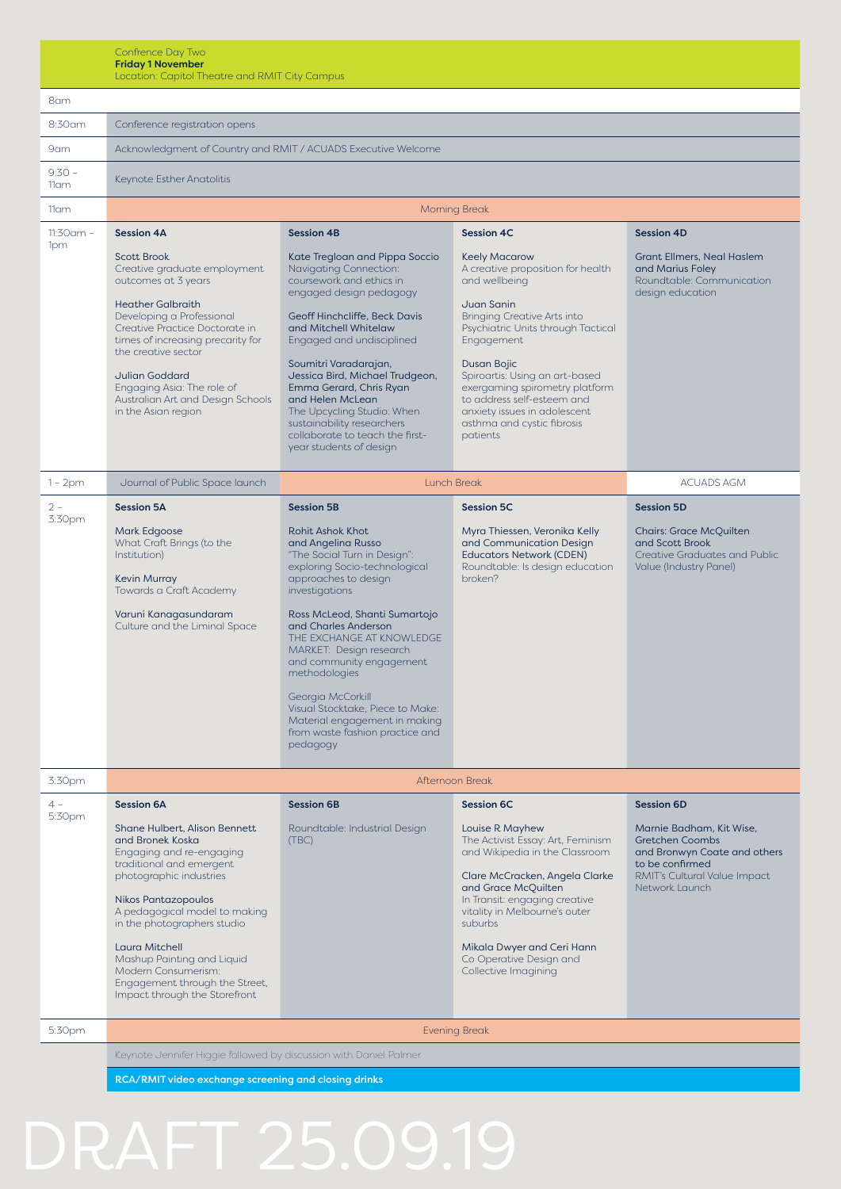Confrence Day Two
**Friday 1 November**
Location: Capitol Theatre and RMIT City Campus

| | | | | |
|---|---|---|---|---|
| 8am | | | | |
| 8:30am | Conference registration opens | | | |
| 9am | Acknowledgment of Country and RMIT / ACUADS Executive Welcome | | | |
| 9:30 – 11am | Keynote Esther Anatolitis | | | |
| 11am | Morning Break | | | |
| 11:30am – 1pm | **Session 4A**<br><br>Scott Brook<br>Creative graduate employment outcomes at 3 years<br><br>Heather Galbraith<br>Developing a Professional Creative Practice Doctorate in times of increasing precarity for the creative sector<br><br>Julian Goddard<br>Engaging Asia: The role of Australian Art and Design Schools in the Asian region | **Session 4B**<br><br>Kate Tregloan and Pippa Soccio<br>Navigating Connection: coursework and ethics in engaged design pedagogy<br><br>Geoff Hinchcliffe, Beck Davis and Mitchell Whitelaw<br>Engaged and undisciplined<br><br>Soumitri Varadarajan, Jessica Bird, Michael Trudgeon, Emma Gerard, Chris Ryan and Helen McLean<br>The Upcycling Studio: When sustainability researchers collaborate to teach the first-year students of design | **Session 4C**<br><br>Keely Macarow<br>A creative proposition for health and wellbeing<br><br>Juan Sanin<br>Bringing Creative Arts into Psychiatric Units through Tactical Engagement<br><br>Dusan Bojic<br>Spiroartis: Using an art-based exergaming spirometry platform to address self-esteem and anxiety issues in adolescent asthma and cystic fibrosis patients | **Session 4D**<br><br>Grant Ellmers, Neal Haslem and Marius Foley<br>Roundtable: Communication design education |
| 1 – 2pm | Journal of Public Space launch | Lunch Break | | ACUADS AGM |
| 2 – 3:30pm | **Session 5A**<br><br>Mark Edgoose<br>What Craft Brings (to the Institution)<br><br>Kevin Murray<br>Towards a Craft Academy<br><br>Varuni Kanagasundaram<br>Culture and the Liminal Space | **Session 5B**<br><br>Rohit Ashok Khot and Angelina Russo<br>"The Social Turn in Design": exploring Socio-technological approaches to design investigations<br><br>Ross McLeod, Shanti Sumartojo and Charles Anderson<br>THE EXCHANGE AT KNOWLEDGE MARKET: Design research and community engagement methodologies<br><br>Georgia McCorkill<br>Visual Stocktake, Piece to Make: Material engagement in making from waste fashion practice and pedagogy | **Session 5C**<br><br>Myra Thiessen, Veronika Kelly and Communication Design Educators Network (CDEN)<br>Roundtable: Is design education broken? | **Session 5D**<br><br>Chairs: Grace McQuilten and Scott Brook<br>Creative Graduates and Public Value (Industry Panel) |
| 3:30pm | Afternoon Break | | | |
| 4 – 5:30pm | **Session 6A**<br><br>Shane Hulbert, Alison Bennett and Bronek Koska<br>Engaging and re-engaging traditional and emergent photographic industries<br><br>Nikos Pantazopoulos<br>A pedagogical model to making in the photographers studio<br><br>Laura Mitchell<br>Mashup Painting and Liquid Modern Consumerism: Engagement through the Street, Impact through the Storefront | **Session 6B**<br><br>Roundtable: Industrial Design (TBC) | **Session 6C**<br><br>Louise R Mayhew<br>The Activist Essay: Art, Feminism and Wikipedia in the Classroom<br><br>Clare McCracken, Angela Clarke and Grace McQuilten<br>In Transit: engaging creative vitality in Melbourne's outer suburbs<br><br>Mikala Dwyer and Ceri Hann<br>Co Operative Design and Collective Imagining | **Session 6D**<br><br>Marnie Badham, Kit Wise, Gretchen Coombs and Bronwyn Coate and others to be confirmed<br>RMIT's Cultural Value Impact Network Launch |
| 5:30pm | Evening Break | | | |
| | Keynote Jennifer Higgie followed by discussion with Daniel Palmer | | | |
| | **RCA/RMIT video exchange screening and closing drinks** | | | |

DRAFT 25.09.19